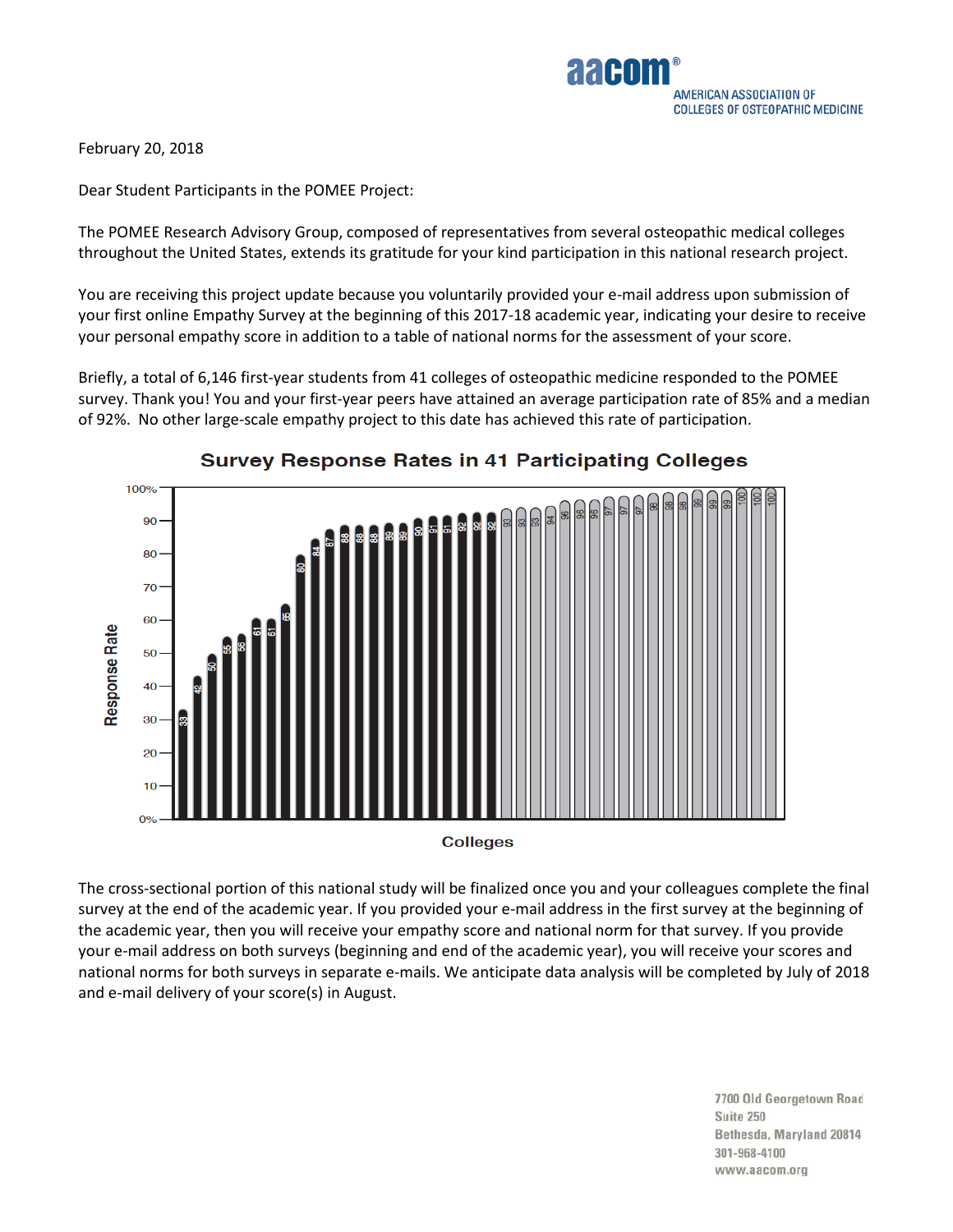February 20, 2018

Dear Student Participants in the POMEE Project:

The POMEE Research Advisory Group, composed of representatives from several osteopathic medical colleges throughout the United States, extends its gratitude for your kind participation in this national research project.

You are receiving this project update because you voluntarily provided your e-mail address upon submission of your first online Empathy Survey at the beginning of this 2017-18 academic year, indicating your desire to receive your personal empathy score in addition to a table of national norms for the assessment of your score.

Briefly, a total of 6,146 first-year students from 41 colleges of osteopathic medicine responded to the POMEE survey. Thank you! You and your first-year peers have attained an average participation rate of 85% and a median of 92%. No other large-scale empathy project to this date has achieved this rate of participation.

**Survey Response Rates in 41 Participating Colleges**

| College | Response Rate (%) |
|---|---|
| 1 | 33 |
| 2 | 42 |
| 3 | 50 |
| 4 | 55 |
| 5 | 56 |
| 6 | 61 |
| 7 | 61 |
| 8 | 65 |
| 9 | 80 |
| 10 | 84 |
| 11 | 87 |
| 12 | 88 |
| 13 | 88 |
| 14 | 88 |
| 15 | 89 |
| 16 | 89 |
| 17 | 90 |
| 18 | 91 |
| 19 | 91 |
| 20 | 92 |
| 21 | 92 |
| 22 | 92 |
| 23 | 93 |
| 24 | 93 |
| 25 | 93 |
| 26 | 94 |
| 27 | 96 |
| 28 | 96 |
| 29 | 96 |
| 30 | 97 |
| 31 | 97 |
| 32 | 97 |
| 33 | 98 |
| 34 | 98 |
| 35 | 98 |
| 36 | 99 |
| 37 | 99 |
| 38 | 99 |
| 39 | 100 |
| 40 | 100 |
| 41 | 100 |

The cross-sectional portion of this national study will be finalized once you and your colleagues complete the final survey at the end of the academic year. If you provided your e-mail address in the first survey at the beginning of the academic year, then you will receive your empathy score and national norm for that survey. If you provide your e-mail address on both surveys (beginning and end of the academic year), you will receive your scores and national norms for both surveys in separate e-mails. We anticipate data analysis will be completed by July of 2018 and e-mail delivery of your score(s) in August.

7700 Old Georgetown Road
Suite 250
Bethesda, Maryland 20814
301-968-4100
www.aacom.org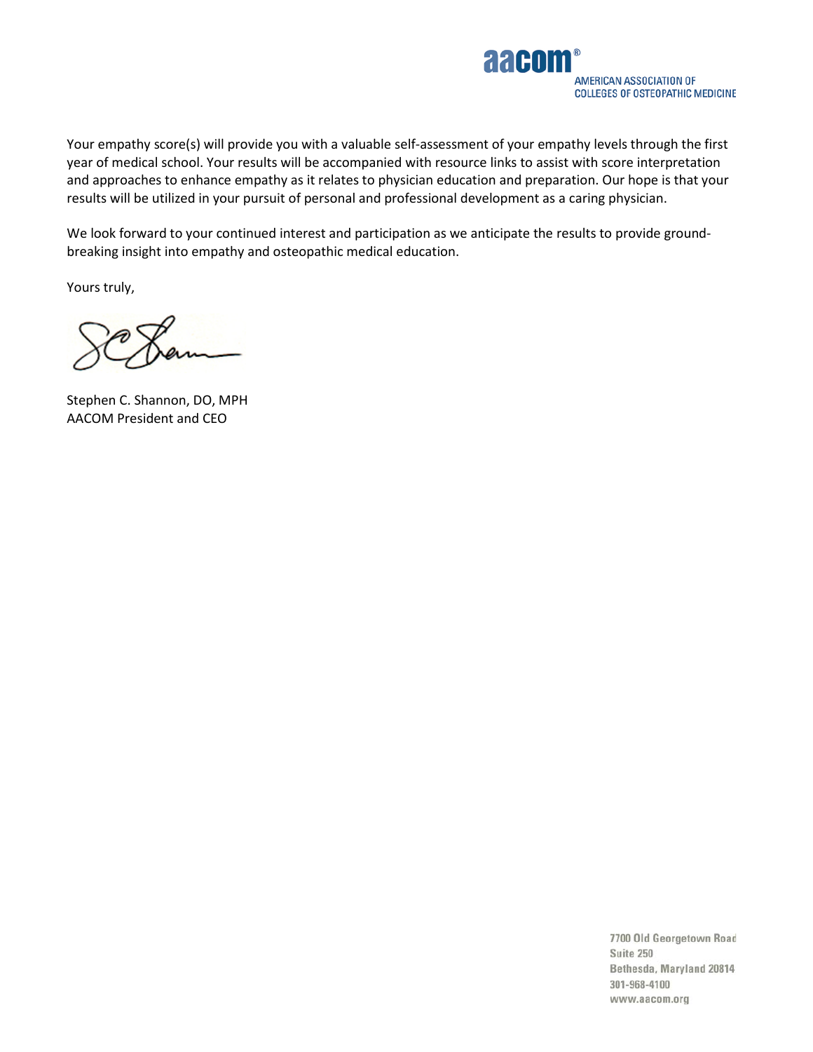Your empathy score(s) will provide you with a valuable self-assessment of your empathy levels through the first year of medical school. Your results will be accompanied with resource links to assist with score interpretation and approaches to enhance empathy as it relates to physician education and preparation. Our hope is that your results will be utilized in your pursuit of personal and professional development as a caring physician.

We look forward to your continued interest and participation as we anticipate the results to provide ground-breaking insight into empathy and osteopathic medical education.

Yours truly,

Stephen C. Shannon, DO, MPH
AACOM President and CEO

7700 Old Georgetown Road
Suite 250
Bethesda, Maryland 20814
301-968-4100
www.aacom.org